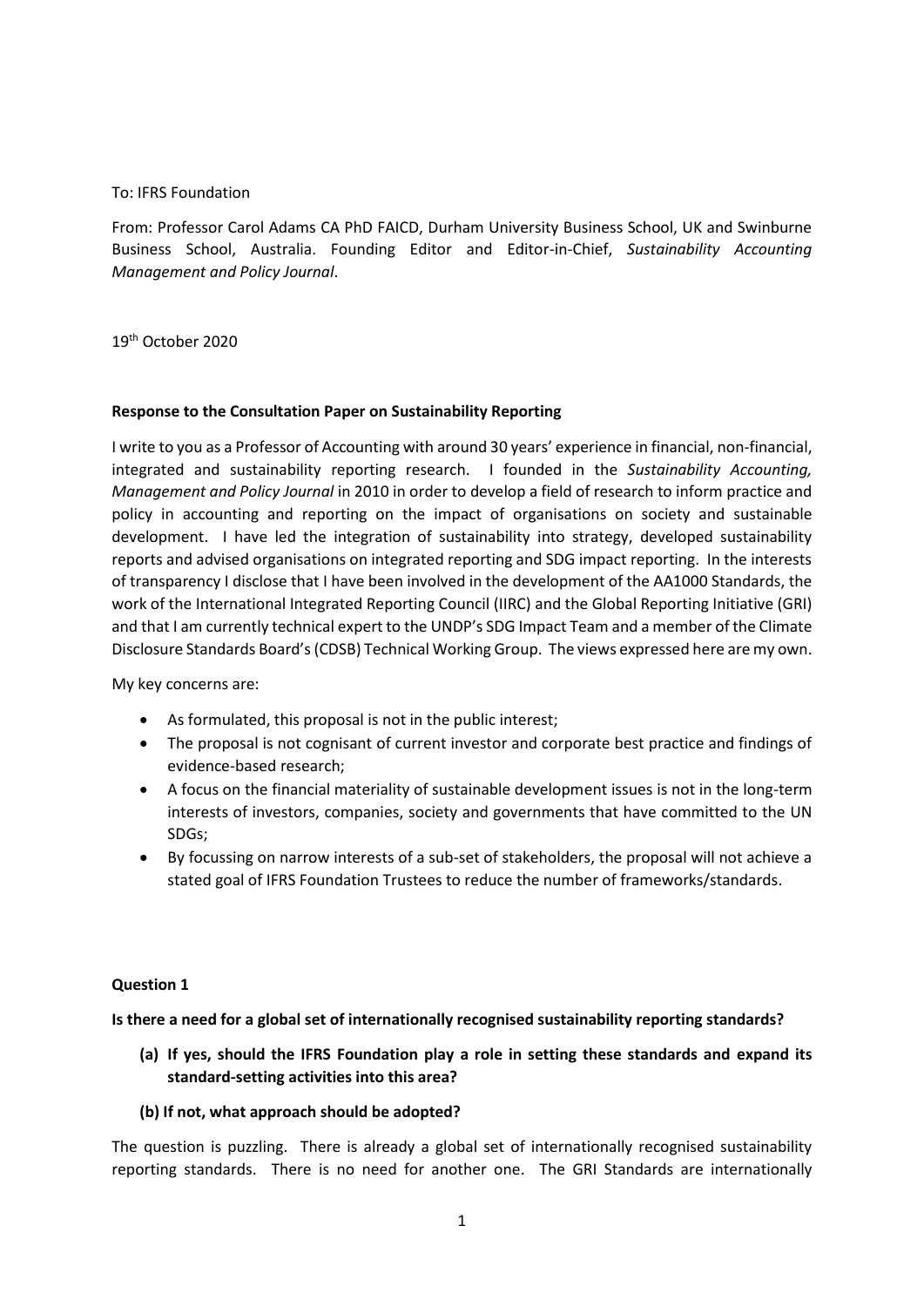To: IFRS Foundation

From: Professor Carol Adams CA PhD FAICD, Durham University Business School, UK and Swinburne Business School, Australia. Founding Editor and Editor-in-Chief, *Sustainability Accounting Management and Policy Journal*.

19th October 2020

**Response to the Consultation Paper on Sustainability Reporting**

I write to you as a Professor of Accounting with around 30 years' experience in financial, non-financial, integrated and sustainability reporting research. I founded in the *Sustainability Accounting, Management and Policy Journal* in 2010 in order to develop a field of research to inform practice and policy in accounting and reporting on the impact of organisations on society and sustainable development. I have led the integration of sustainability into strategy, developed sustainability reports and advised organisations on integrated reporting and SDG impact reporting. In the interests of transparency I disclose that I have been involved in the development of the AA1000 Standards, the work of the International Integrated Reporting Council (IIRC) and the Global Reporting Initiative (GRI) and that I am currently technical expert to the UNDP's SDG Impact Team and a member of the Climate Disclosure Standards Board's (CDSB) Technical Working Group. The views expressed here are my own.

My key concerns are:

- As formulated, this proposal is not in the public interest;
- The proposal is not cognisant of current investor and corporate best practice and findings of evidence-based research;
- A focus on the financial materiality of sustainable development issues is not in the long-term interests of investors, companies, society and governments that have committed to the UN SDGs;
- By focussing on narrow interests of a sub-set of stakeholders, the proposal will not achieve a stated goal of IFRS Foundation Trustees to reduce the number of frameworks/standards.

**Question 1**

**Is there a need for a global set of internationally recognised sustainability reporting standards?**

**(a) If yes, should the IFRS Foundation play a role in setting these standards and expand its standard-setting activities into this area?**

**(b) If not, what approach should be adopted?**

The question is puzzling. There is already a global set of internationally recognised sustainability reporting standards. There is no need for another one. The GRI Standards are internationally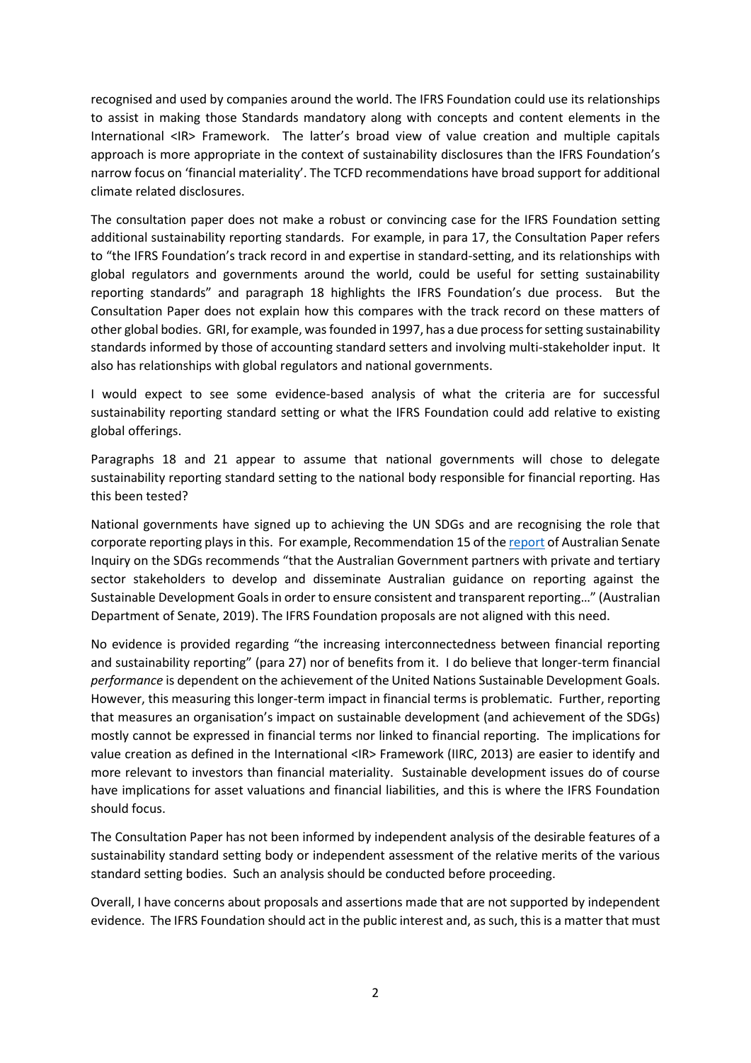recognised and used by companies around the world. The IFRS Foundation could use its relationships to assist in making those Standards mandatory along with concepts and content elements in the International <IR> Framework. The latter's broad view of value creation and multiple capitals approach is more appropriate in the context of sustainability disclosures than the IFRS Foundation's narrow focus on 'financial materiality'. The TCFD recommendations have broad support for additional climate related disclosures.

The consultation paper does not make a robust or convincing case for the IFRS Foundation setting additional sustainability reporting standards. For example, in para 17, the Consultation Paper refers to "the IFRS Foundation's track record in and expertise in standard-setting, and its relationships with global regulators and governments around the world, could be useful for setting sustainability reporting standards" and paragraph 18 highlights the IFRS Foundation's due process. But the Consultation Paper does not explain how this compares with the track record on these matters of other global bodies. GRI, for example, was founded in 1997, has a due process for setting sustainability standards informed by those of accounting standard setters and involving multi-stakeholder input. It also has relationships with global regulators and national governments.

I would expect to see some evidence-based analysis of what the criteria are for successful sustainability reporting standard setting or what the IFRS Foundation could add relative to existing global offerings.

Paragraphs 18 and 21 appear to assume that national governments will chose to delegate sustainability reporting standard setting to the national body responsible for financial reporting. Has this been tested?

National governments have signed up to achieving the UN SDGs and are recognising the role that corporate reporting plays in this. For example, Recommendation 15 of the report of Australian Senate Inquiry on the SDGs recommends "that the Australian Government partners with private and tertiary sector stakeholders to develop and disseminate Australian guidance on reporting against the Sustainable Development Goals in order to ensure consistent and transparent reporting…" (Australian Department of Senate, 2019). The IFRS Foundation proposals are not aligned with this need.

No evidence is provided regarding "the increasing interconnectedness between financial reporting and sustainability reporting" (para 27) nor of benefits from it. I do believe that longer-term financial *performance* is dependent on the achievement of the United Nations Sustainable Development Goals. However, this measuring this longer-term impact in financial terms is problematic. Further, reporting that measures an organisation's impact on sustainable development (and achievement of the SDGs) mostly cannot be expressed in financial terms nor linked to financial reporting. The implications for value creation as defined in the International <IR> Framework (IIRC, 2013) are easier to identify and more relevant to investors than financial materiality. Sustainable development issues do of course have implications for asset valuations and financial liabilities, and this is where the IFRS Foundation should focus.

The Consultation Paper has not been informed by independent analysis of the desirable features of a sustainability standard setting body or independent assessment of the relative merits of the various standard setting bodies. Such an analysis should be conducted before proceeding.

Overall, I have concerns about proposals and assertions made that are not supported by independent evidence. The IFRS Foundation should act in the public interest and, as such, this is a matter that must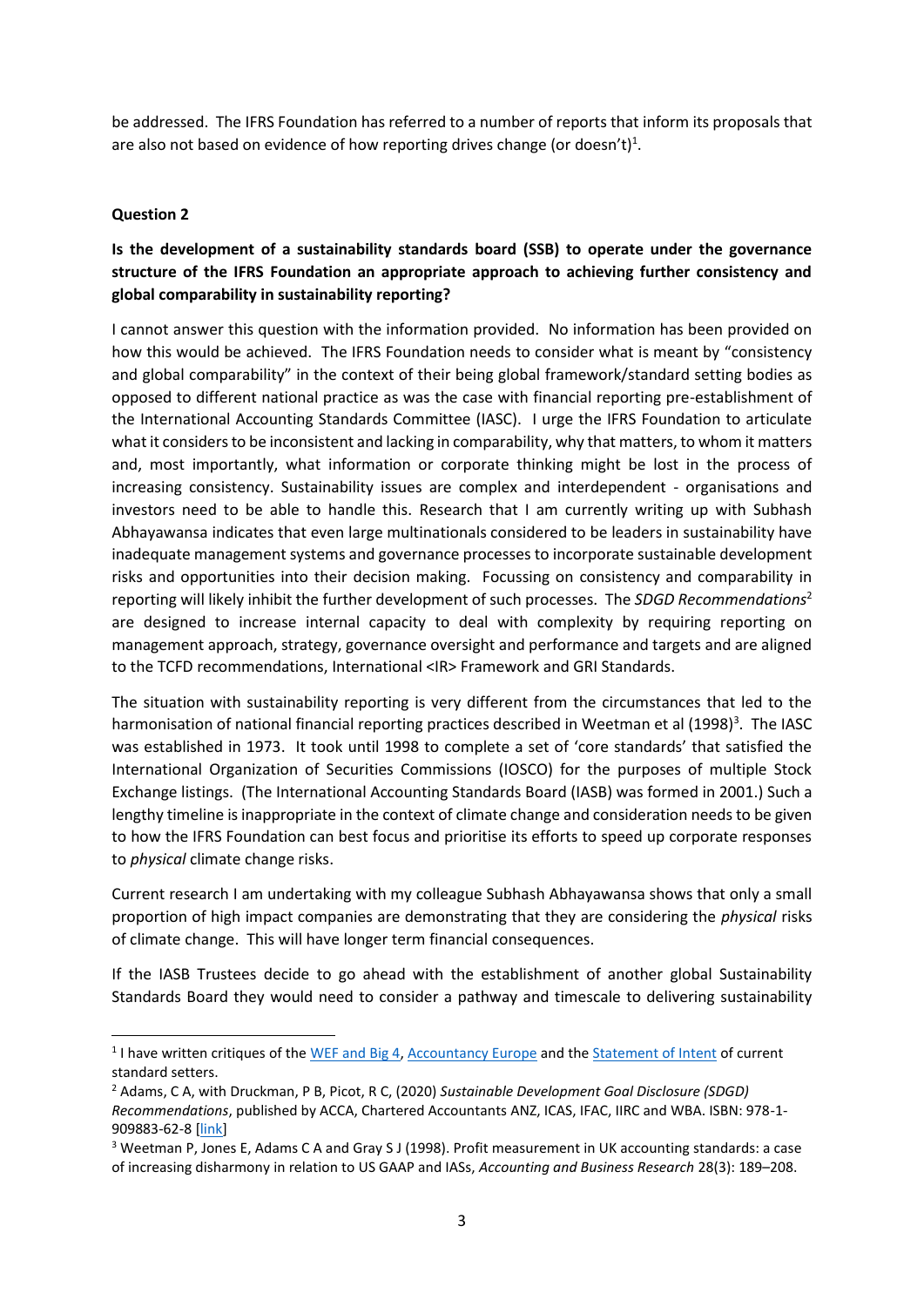be addressed. The IFRS Foundation has referred to a number of reports that inform its proposals that are also not based on evidence of how reporting drives change (or doesn't)[1].

**Question 2**

**Is the development of a sustainability standards board (SSB) to operate under the governance structure of the IFRS Foundation an appropriate approach to achieving further consistency and global comparability in sustainability reporting?**

I cannot answer this question with the information provided. No information has been provided on how this would be achieved. The IFRS Foundation needs to consider what is meant by "consistency and global comparability" in the context of their being global framework/standard setting bodies as opposed to different national practice as was the case with financial reporting pre-establishment of the International Accounting Standards Committee (IASC). I urge the IFRS Foundation to articulate what it considers to be inconsistent and lacking in comparability, why that matters, to whom it matters and, most importantly, what information or corporate thinking might be lost in the process of increasing consistency. Sustainability issues are complex and interdependent - organisations and investors need to be able to handle this. Research that I am currently writing up with Subhash Abhayawansa indicates that even large multinationals considered to be leaders in sustainability have inadequate management systems and governance processes to incorporate sustainable development risks and opportunities into their decision making. Focussing on consistency and comparability in reporting will likely inhibit the further development of such processes. The *SDGD Recommendations*[2] are designed to increase internal capacity to deal with complexity by requiring reporting on management approach, strategy, governance oversight and performance and targets and are aligned to the TCFD recommendations, International <IR> Framework and GRI Standards.

The situation with sustainability reporting is very different from the circumstances that led to the harmonisation of national financial reporting practices described in Weetman et al (1998)[3]. The IASC was established in 1973. It took until 1998 to complete a set of 'core standards' that satisfied the International Organization of Securities Commissions (IOSCO) for the purposes of multiple Stock Exchange listings. (The International Accounting Standards Board (IASB) was formed in 2001.) Such a lengthy timeline is inappropriate in the context of climate change and consideration needs to be given to how the IFRS Foundation can best focus and prioritise its efforts to speed up corporate responses to *physical* climate change risks.

Current research I am undertaking with my colleague Subhash Abhayawansa shows that only a small proportion of high impact companies are demonstrating that they are considering the *physical* risks of climate change. This will have longer term financial consequences.

If the IASB Trustees decide to go ahead with the establishment of another global Sustainability Standards Board they would need to consider a pathway and timescale to delivering sustainability

---

[1] I have written critiques of the WEF and Big 4, Accountancy Europe and the Statement of Intent of current standard setters.

[2] Adams, C A, with Druckman, P B, Picot, R C, (2020) *Sustainable Development Goal Disclosure (SDGD) Recommendations*, published by ACCA, Chartered Accountants ANZ, ICAS, IFAC, IIRC and WBA. ISBN: 978-1-909883-62-8 [link]

[3] Weetman P, Jones E, Adams C A and Gray S J (1998). Profit measurement in UK accounting standards: a case of increasing disharmony in relation to US GAAP and IASs, *Accounting and Business Research* 28(3): 189–208.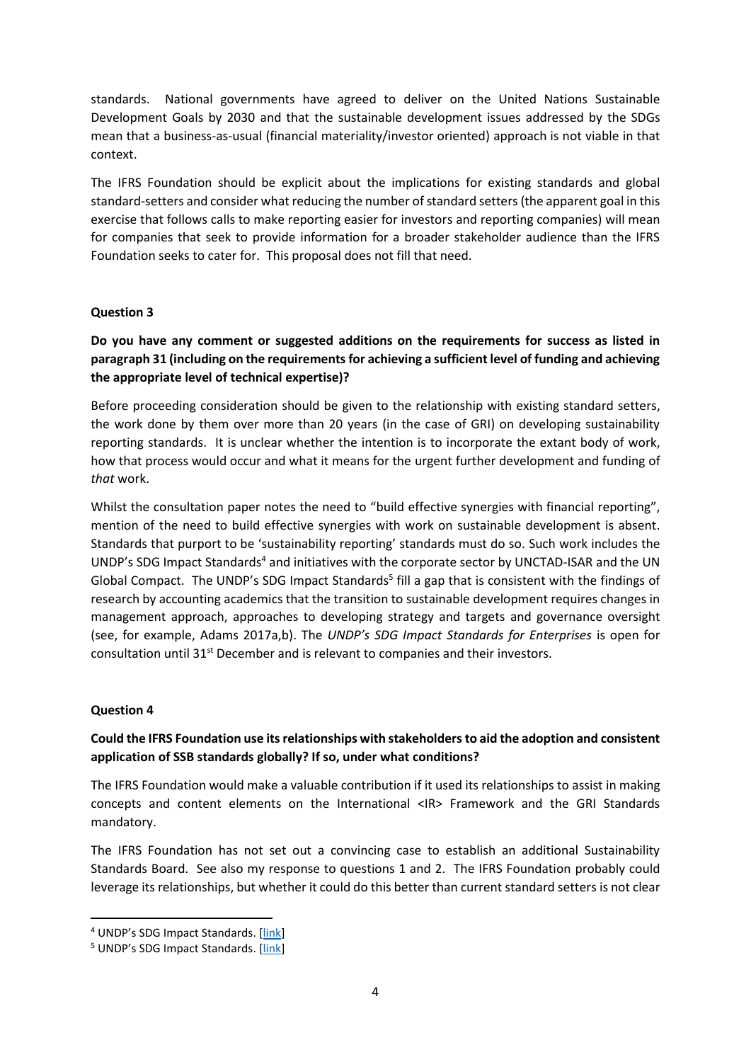standards. National governments have agreed to deliver on the United Nations Sustainable Development Goals by 2030 and that the sustainable development issues addressed by the SDGs mean that a business-as-usual (financial materiality/investor oriented) approach is not viable in that context.

The IFRS Foundation should be explicit about the implications for existing standards and global standard-setters and consider what reducing the number of standard setters (the apparent goal in this exercise that follows calls to make reporting easier for investors and reporting companies) will mean for companies that seek to provide information for a broader stakeholder audience than the IFRS Foundation seeks to cater for. This proposal does not fill that need.

**Question 3**

**Do you have any comment or suggested additions on the requirements for success as listed in paragraph 31 (including on the requirements for achieving a sufficient level of funding and achieving the appropriate level of technical expertise)?**

Before proceeding consideration should be given to the relationship with existing standard setters, the work done by them over more than 20 years (in the case of GRI) on developing sustainability reporting standards. It is unclear whether the intention is to incorporate the extant body of work, how that process would occur and what it means for the urgent further development and funding of *that* work.

Whilst the consultation paper notes the need to "build effective synergies with financial reporting", mention of the need to build effective synergies with work on sustainable development is absent. Standards that purport to be 'sustainability reporting' standards must do so. Such work includes the UNDP's SDG Impact Standards[4] and initiatives with the corporate sector by UNCTAD-ISAR and the UN Global Compact. The UNDP's SDG Impact Standards[5] fill a gap that is consistent with the findings of research by accounting academics that the transition to sustainable development requires changes in management approach, approaches to developing strategy and targets and governance oversight (see, for example, Adams 2017a,b). The *UNDP's SDG Impact Standards for Enterprises* is open for consultation until 31st December and is relevant to companies and their investors.

**Question 4**

**Could the IFRS Foundation use its relationships with stakeholders to aid the adoption and consistent application of SSB standards globally? If so, under what conditions?**

The IFRS Foundation would make a valuable contribution if it used its relationships to assist in making concepts and content elements on the International <IR> Framework and the GRI Standards mandatory.

The IFRS Foundation has not set out a convincing case to establish an additional Sustainability Standards Board. See also my response to questions 1 and 2. The IFRS Foundation probably could leverage its relationships, but whether it could do this better than current standard setters is not clear

---

[4] UNDP's SDG Impact Standards. [link]

[5] UNDP's SDG Impact Standards. [link]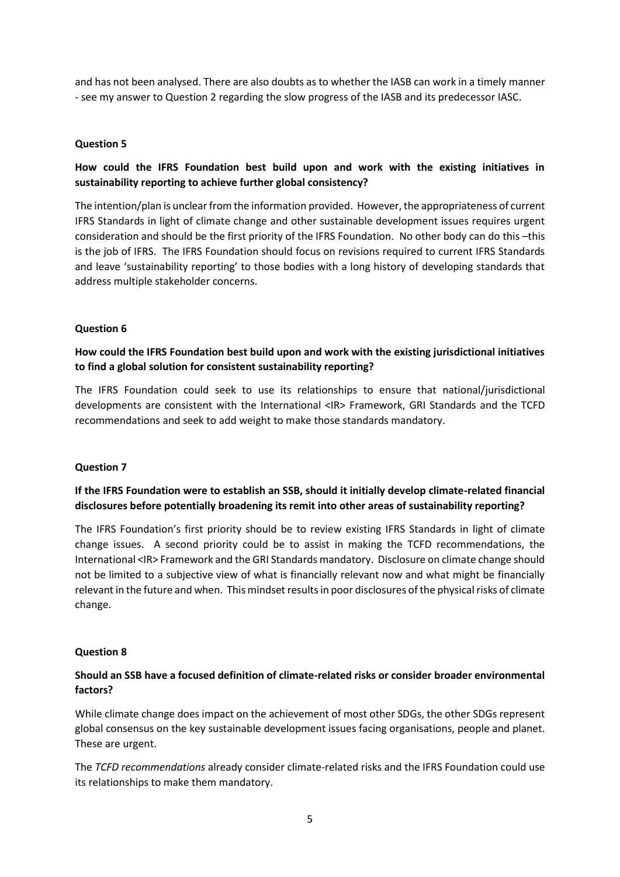and has not been analysed. There are also doubts as to whether the IASB can work in a timely manner - see my answer to Question 2 regarding the slow progress of the IASB and its predecessor IASC.

**Question 5**

**How could the IFRS Foundation best build upon and work with the existing initiatives in sustainability reporting to achieve further global consistency?**

The intention/plan is unclear from the information provided. However, the appropriateness of current IFRS Standards in light of climate change and other sustainable development issues requires urgent consideration and should be the first priority of the IFRS Foundation. No other body can do this –this is the job of IFRS. The IFRS Foundation should focus on revisions required to current IFRS Standards and leave 'sustainability reporting' to those bodies with a long history of developing standards that address multiple stakeholder concerns.

**Question 6**

**How could the IFRS Foundation best build upon and work with the existing jurisdictional initiatives to find a global solution for consistent sustainability reporting?**

The IFRS Foundation could seek to use its relationships to ensure that national/jurisdictional developments are consistent with the International <IR> Framework, GRI Standards and the TCFD recommendations and seek to add weight to make those standards mandatory.

**Question 7**

**If the IFRS Foundation were to establish an SSB, should it initially develop climate-related financial disclosures before potentially broadening its remit into other areas of sustainability reporting?**

The IFRS Foundation's first priority should be to review existing IFRS Standards in light of climate change issues. A second priority could be to assist in making the TCFD recommendations, the International <IR> Framework and the GRI Standards mandatory. Disclosure on climate change should not be limited to a subjective view of what is financially relevant now and what might be financially relevant in the future and when. This mindset results in poor disclosures of the physical risks of climate change.

**Question 8**

**Should an SSB have a focused definition of climate-related risks or consider broader environmental factors?**

While climate change does impact on the achievement of most other SDGs, the other SDGs represent global consensus on the key sustainable development issues facing organisations, people and planet. These are urgent.

The *TCFD recommendations* already consider climate-related risks and the IFRS Foundation could use its relationships to make them mandatory.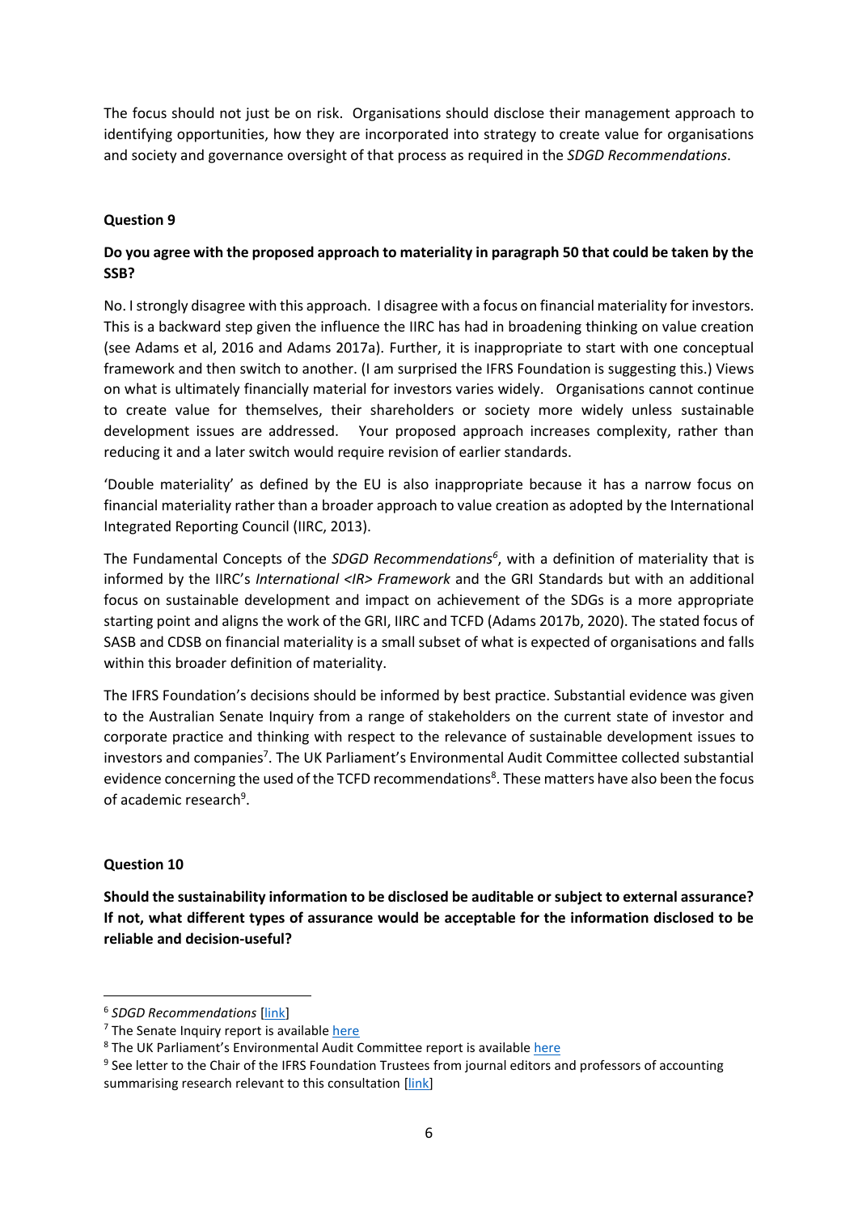The focus should not just be on risk. Organisations should disclose their management approach to identifying opportunities, how they are incorporated into strategy to create value for organisations and society and governance oversight of that process as required in the *SDGD Recommendations*.

**Question 9**

**Do you agree with the proposed approach to materiality in paragraph 50 that could be taken by the SSB?**

No. I strongly disagree with this approach. I disagree with a focus on financial materiality for investors. This is a backward step given the influence the IIRC has had in broadening thinking on value creation (see Adams et al, 2016 and Adams 2017a). Further, it is inappropriate to start with one conceptual framework and then switch to another. (I am surprised the IFRS Foundation is suggesting this.) Views on what is ultimately financially material for investors varies widely. Organisations cannot continue to create value for themselves, their shareholders or society more widely unless sustainable development issues are addressed. Your proposed approach increases complexity, rather than reducing it and a later switch would require revision of earlier standards.

'Double materiality' as defined by the EU is also inappropriate because it has a narrow focus on financial materiality rather than a broader approach to value creation as adopted by the International Integrated Reporting Council (IIRC, 2013).

The Fundamental Concepts of the *SDGD Recommendations*[6], with a definition of materiality that is informed by the IIRC's *International <IR> Framework* and the GRI Standards but with an additional focus on sustainable development and impact on achievement of the SDGs is a more appropriate starting point and aligns the work of the GRI, IIRC and TCFD (Adams 2017b, 2020). The stated focus of SASB and CDSB on financial materiality is a small subset of what is expected of organisations and falls within this broader definition of materiality.

The IFRS Foundation's decisions should be informed by best practice. Substantial evidence was given to the Australian Senate Inquiry from a range of stakeholders on the current state of investor and corporate practice and thinking with respect to the relevance of sustainable development issues to investors and companies[7]. The UK Parliament's Environmental Audit Committee collected substantial evidence concerning the used of the TCFD recommendations[8]. These matters have also been the focus of academic research[9].

**Question 10**

**Should the sustainability information to be disclosed be auditable or subject to external assurance? If not, what different types of assurance would be acceptable for the information disclosed to be reliable and decision-useful?**

---

[6] *SDGD Recommendations* [link]

[7] The Senate Inquiry report is available here

[8] The UK Parliament's Environmental Audit Committee report is available here

[9] See letter to the Chair of the IFRS Foundation Trustees from journal editors and professors of accounting summarising research relevant to this consultation [link]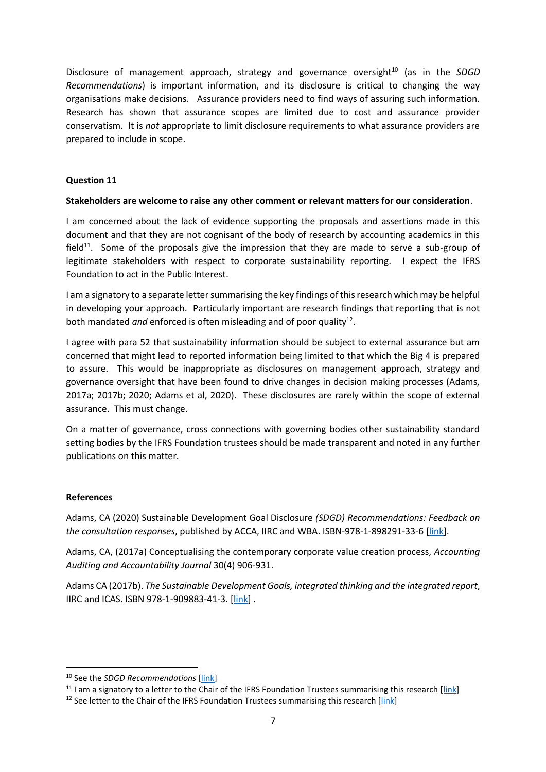Disclosure of management approach, strategy and governance oversight[10] (as in the *SDGD Recommendations*) is important information, and its disclosure is critical to changing the way organisations make decisions. Assurance providers need to find ways of assuring such information. Research has shown that assurance scopes are limited due to cost and assurance provider conservatism. It is *not* appropriate to limit disclosure requirements to what assurance providers are prepared to include in scope.

**Question 11**

**Stakeholders are welcome to raise any other comment or relevant matters for our consideration**.

I am concerned about the lack of evidence supporting the proposals and assertions made in this document and that they are not cognisant of the body of research by accounting academics in this field[11]. Some of the proposals give the impression that they are made to serve a sub-group of legitimate stakeholders with respect to corporate sustainability reporting. I expect the IFRS Foundation to act in the Public Interest.

I am a signatory to a separate letter summarising the key findings of this research which may be helpful in developing your approach. Particularly important are research findings that reporting that is not both mandated *and* enforced is often misleading and of poor quality[12].

I agree with para 52 that sustainability information should be subject to external assurance but am concerned that might lead to reported information being limited to that which the Big 4 is prepared to assure. This would be inappropriate as disclosures on management approach, strategy and governance oversight that have been found to drive changes in decision making processes (Adams, 2017a; 2017b; 2020; Adams et al, 2020). These disclosures are rarely within the scope of external assurance. This must change.

On a matter of governance, cross connections with governing bodies other sustainability standard setting bodies by the IFRS Foundation trustees should be made transparent and noted in any further publications on this matter.

**References**

Adams, CA (2020) Sustainable Development Goal Disclosure *(SDGD) Recommendations: Feedback on the consultation responses*, published by ACCA, IIRC and WBA. ISBN-978-1-898291-33-6 [link].

Adams, CA, (2017a) Conceptualising the contemporary corporate value creation process, *Accounting Auditing and Accountability Journal* 30(4) 906-931.

Adams CA (2017b). *The Sustainable Development Goals, integrated thinking and the integrated report*, IIRC and ICAS. ISBN 978-1-909883-41-3. [link] .

---

[10] See the *SDGD Recommendations* [link]

[11] I am a signatory to a letter to the Chair of the IFRS Foundation Trustees summarising this research [link]

[12] See letter to the Chair of the IFRS Foundation Trustees summarising this research [link]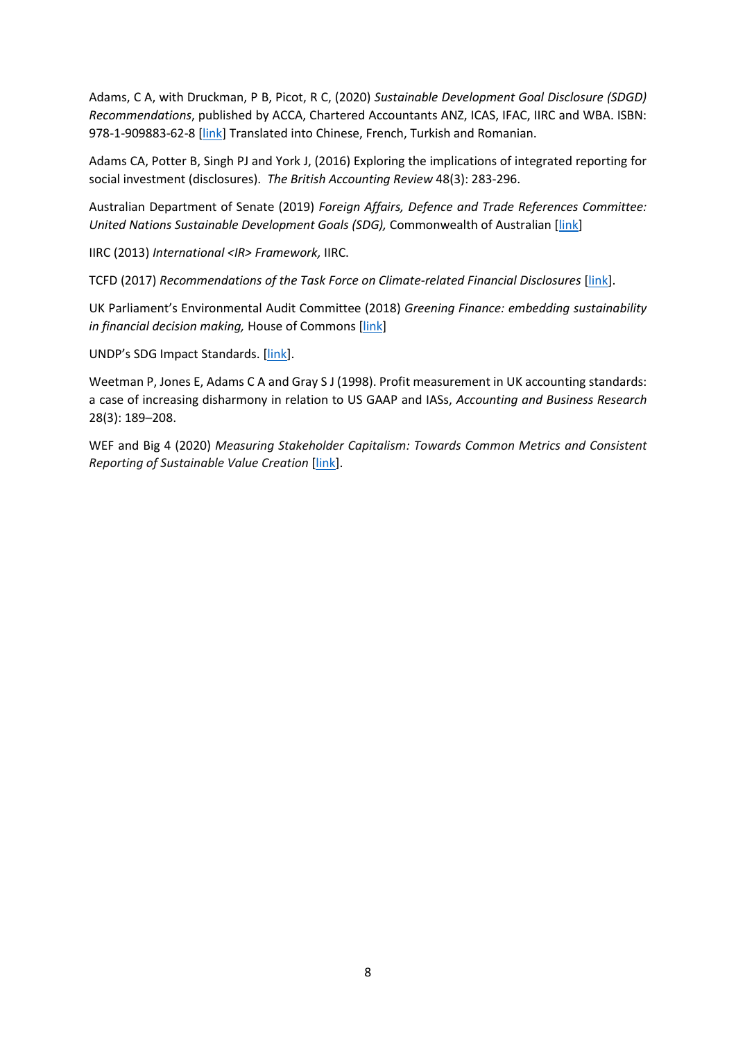Adams, C A, with Druckman, P B, Picot, R C, (2020) *Sustainable Development Goal Disclosure (SDGD) Recommendations*, published by ACCA, Chartered Accountants ANZ, ICAS, IFAC, IIRC and WBA. ISBN: 978-1-909883-62-8 [link] Translated into Chinese, French, Turkish and Romanian.

Adams CA, Potter B, Singh PJ and York J, (2016) Exploring the implications of integrated reporting for social investment (disclosures). *The British Accounting Review* 48(3): 283-296.

Australian Department of Senate (2019) *Foreign Affairs, Defence and Trade References Committee: United Nations Sustainable Development Goals (SDG),* Commonwealth of Australian [link]

IIRC (2013) *International <IR> Framework,* IIRC.

TCFD (2017) *Recommendations of the Task Force on Climate-related Financial Disclosures* [link].

UK Parliament's Environmental Audit Committee (2018) *Greening Finance: embedding sustainability in financial decision making,* House of Commons [link]

UNDP's SDG Impact Standards. [link].

Weetman P, Jones E, Adams C A and Gray S J (1998). Profit measurement in UK accounting standards: a case of increasing disharmony in relation to US GAAP and IASs, *Accounting and Business Research* 28(3): 189–208.

WEF and Big 4 (2020) *Measuring Stakeholder Capitalism: Towards Common Metrics and Consistent Reporting of Sustainable Value Creation* [link].